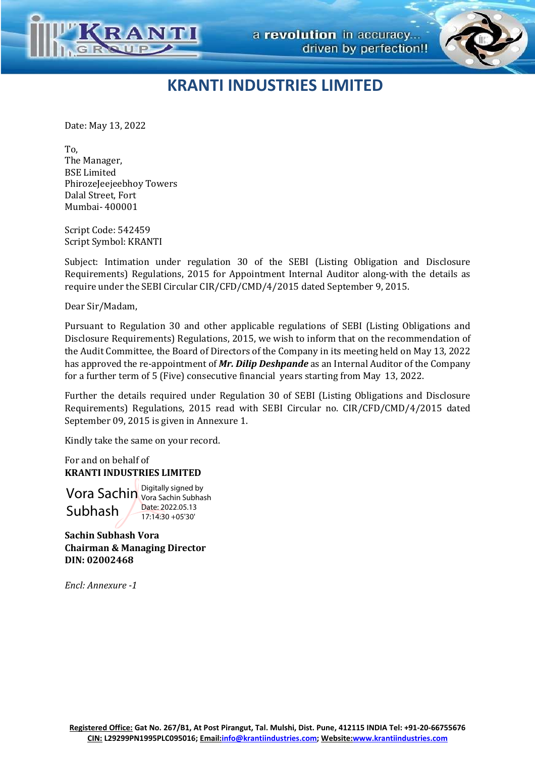# KRANTI INDUSTRIES LIMITED

Date: May 13, 2022

To,
The Manager,
BSE Limited
PhirozeJeejeebhoy Towers
Dalal Street, Fort
Mumbai- 400001

Script Code: 542459
Script Symbol: KRANTI

Subject: Intimation under regulation 30 of the SEBI (Listing Obligation and Disclosure Requirements) Regulations, 2015 for Appointment Internal Auditor along-with the details as require under the SEBI Circular CIR/CFD/CMD/4/2015 dated September 9, 2015.

Dear Sir/Madam,

Pursuant to Regulation 30 and other applicable regulations of SEBI (Listing Obligations and Disclosure Requirements) Regulations, 2015, we wish to inform that on the recommendation of the Audit Committee, the Board of Directors of the Company in its meeting held on May 13, 2022 has approved the re-appointment of ***Mr. Dilip Deshpande*** as an Internal Auditor of the Company for a further term of 5 (Five) consecutive financial years starting from May 13, 2022.

Further the details required under Regulation 30 of SEBI (Listing Obligations and Disclosure Requirements) Regulations, 2015 read with SEBI Circular no. CIR/CFD/CMD/4/2015 dated September 09, 2015 is given in Annexure 1.

Kindly take the same on your record.

For and on behalf of
**KRANTI INDUSTRIES LIMITED**

Vora Sachin Subhash
Digitally signed by Vora Sachin Subhash
Date: 2022.05.13 17:14:30 +05'30'

**Sachin Subhash Vora**
**Chairman & Managing Director**
**DIN: 02002468**

*Encl: Annexure -1*

**Registered Office:** Gat No. 267/B1, At Post Pirangut, Tal. Mulshi, Dist. Pune, 412115 INDIA Tel: +91-20-66755676
**CIN:** L29299PN1995PLC095016; **Email:** info@krantiindustries.com; **Website:** www.krantiindustries.com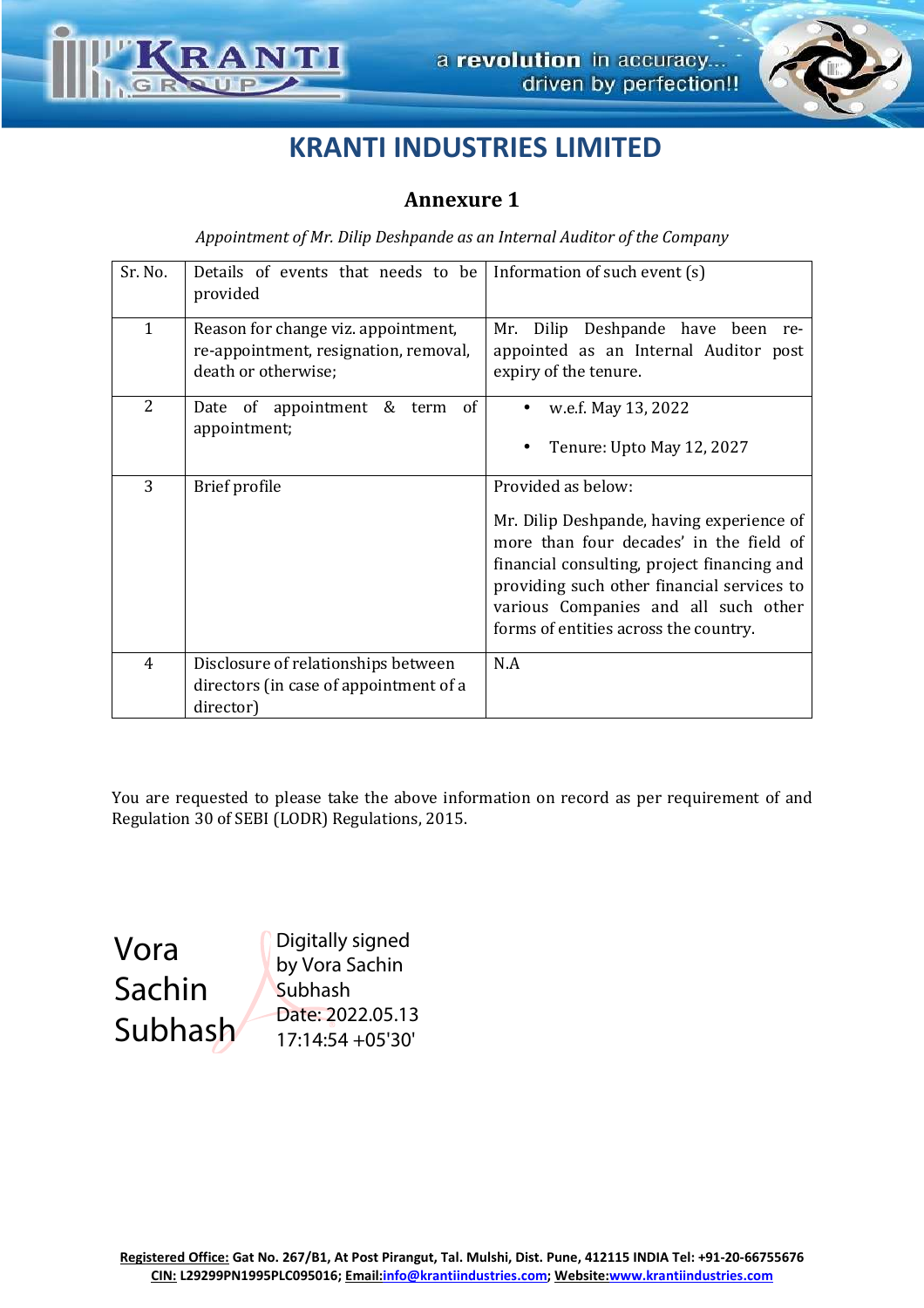# KRANTI INDUSTRIES LIMITED

## Annexure 1

*Appointment of Mr. Dilip Deshpande as an Internal Auditor of the Company*

| Sr. No. | Details of events that needs to be provided | Information of such event (s) |
|---|---|---|
| 1 | Reason for change viz. appointment, re-appointment, resignation, removal, death or otherwise; | Mr. Dilip Deshpande have been re-appointed as an Internal Auditor post expiry of the tenure. |
| 2 | Date of appointment & term of appointment; | • w.e.f. May 13, 2022<br>• Tenure: Upto May 12, 2027 |
| 3 | Brief profile | Provided as below:<br>Mr. Dilip Deshpande, having experience of more than four decades' in the field of financial consulting, project financing and providing such other financial services to various Companies and all such other forms of entities across the country. |
| 4 | Disclosure of relationships between directors (in case of appointment of a director) | N.A |

You are requested to please take the above information on record as per requirement of and Regulation 30 of SEBI (LODR) Regulations, 2015.

Vora Sachin Subhash

Digitally signed by Vora Sachin Subhash
Date: 2022.05.13 17:14:54 +05'30'

**Registered Office:** Gat No. 267/B1, At Post Pirangut, Tal. Mulshi, Dist. Pune, 412115 INDIA Tel: +91-20-66755676
**CIN:** L29299PN1995PLC095016; **Email:** info@krantiindustries.com; **Website:** www.krantiindustries.com